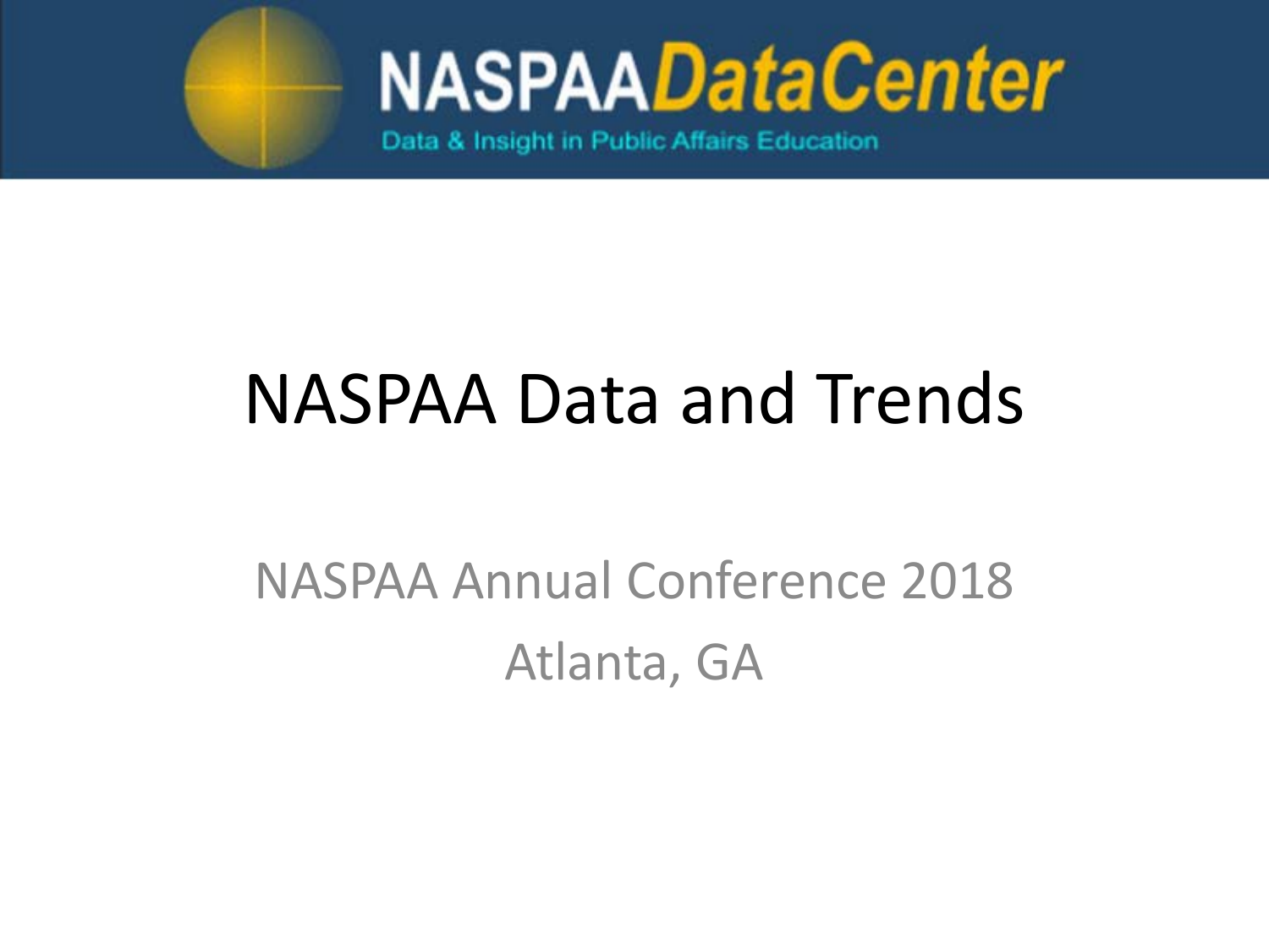NASPAA DataCenter

Data & Insight in Public Affairs Education

# NASPAA Data and Trends

NASPAA Annual Conference 2018

Atlanta, GA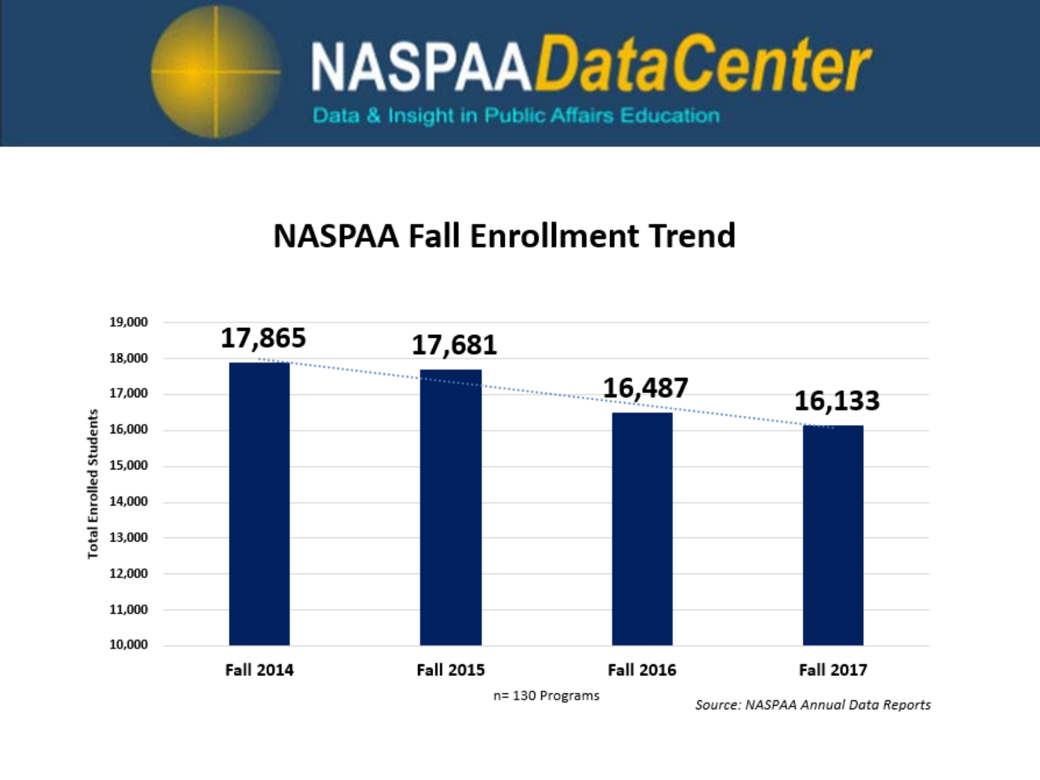NASPAA **DataCenter**

Data & Insight in Public Affairs Education

## NASPAA Fall Enrollment Trend

| | Total Enrolled Students |
|---|---|
| Fall 2014 | 17,865 |
| Fall 2015 | 17,681 |
| Fall 2016 | 16,487 |
| Fall 2017 | 16,133 |

n= 130 Programs

*Source: NASPAA Annual Data Reports*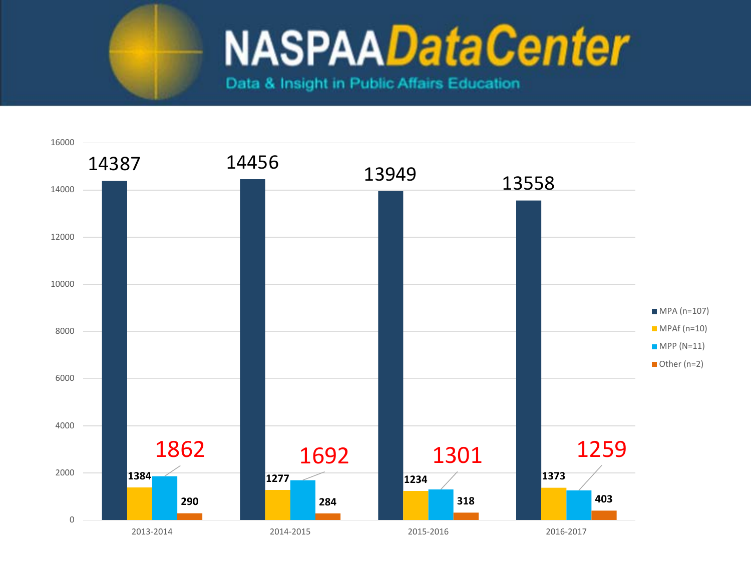# NASPAA DataCenter

Data & Insight in Public Affairs Education

| | 2013-2014 | 2014-2015 | 2015-2016 | 2016-2017 |
|---|---|---|---|---|
| MPA (n=107) | 14387 | 14456 | 13949 | 13558 |
| MPAf (n=10) | 1384 | 1277 | 1234 | 1373 |
| MPP (N=11) | 1862 | 1692 | 1301 | 1259 |
| Other (n=2) | 290 | 284 | 318 | 403 |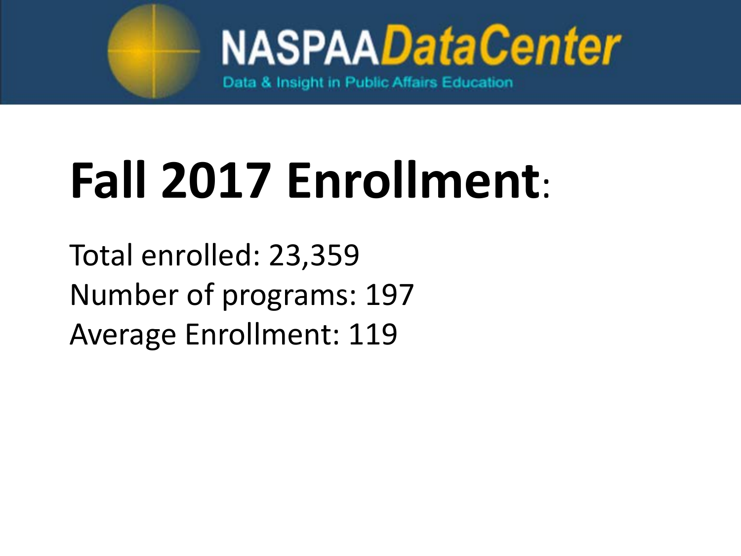# Fall 2017 Enrollment:

Total enrolled: 23,359
Number of programs: 197
Average Enrollment: 119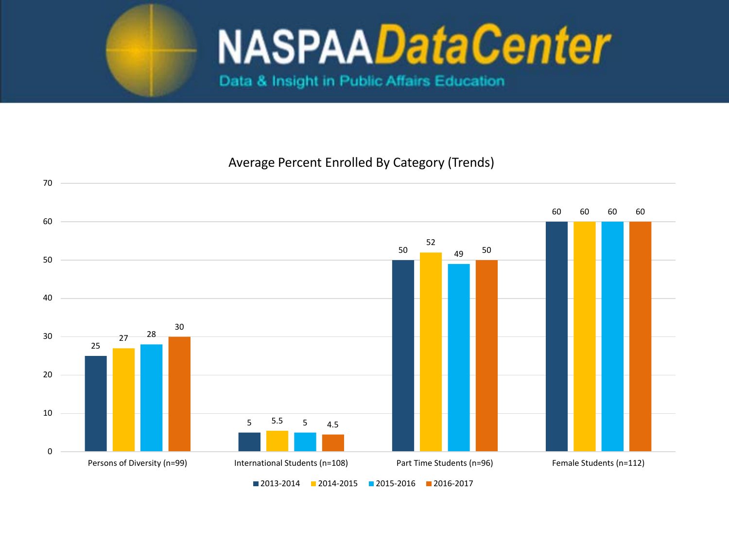# NASPAA DataCenter

Data & Insight in Public Affairs Education

## Average Percent Enrolled By Category (Trends)

| Category | 2013-2014 | 2014-2015 | 2015-2016 | 2016-2017 |
|---|---|---|---|---|
| Persons of Diversity (n=99) | 25 | 27 | 28 | 30 |
| International Students (n=108) | 5 | 5.5 | 5 | 4.5 |
| Part Time Students (n=96) | 50 | 52 | 49 | 50 |
| Female Students (n=112) | 60 | 60 | 60 | 60 |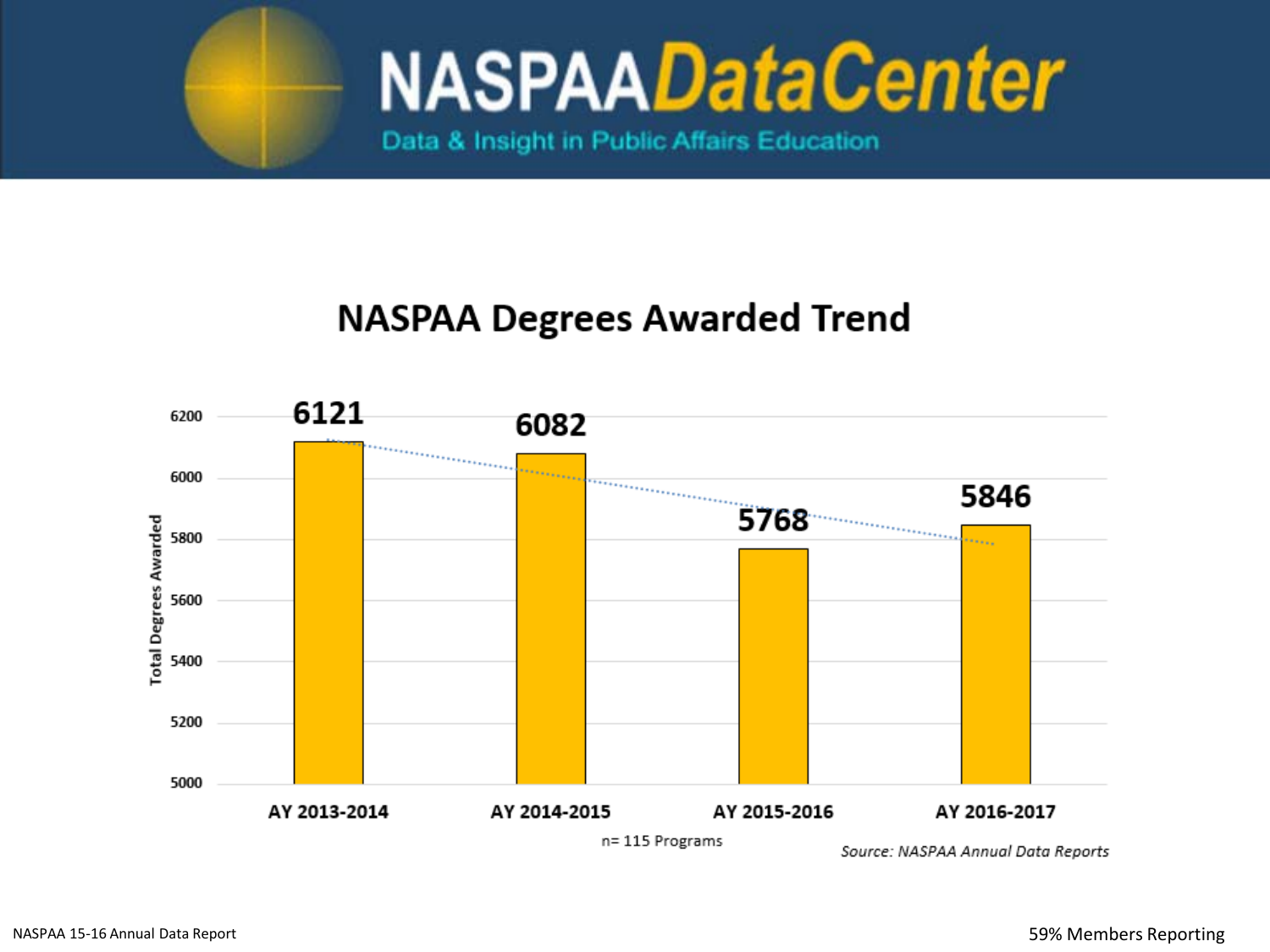# NASPAA DataCenter

Data & Insight in Public Affairs Education

## NASPAA Degrees Awarded Trend

| | Total Degrees Awarded |
|---|---|
| AY 2013-2014 | 6121 |
| AY 2014-2015 | 6082 |
| AY 2015-2016 | 5768 |
| AY 2016-2017 | 5846 |

n= 115 Programs

*Source: NASPAA Annual Data Reports*

NASPAA 15-16 Annual Data Report

59% Members Reporting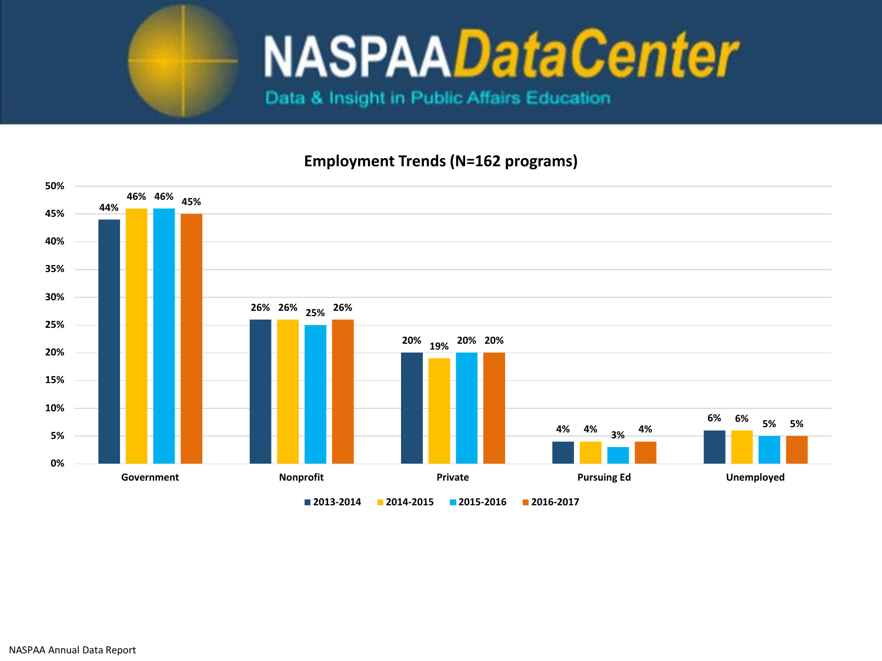# NASPAA DataCenter

Data & Insight in Public Affairs Education

## Employment Trends (N=162 programs)

| | 2013-2014 | 2014-2015 | 2015-2016 | 2016-2017 |
|---|---|---|---|---|
| Government | 44% | 46% | 46% | 45% |
| Nonprofit | 26% | 26% | 25% | 26% |
| Private | 20% | 19% | 20% | 20% |
| Pursuing Ed | 4% | 4% | 3% | 4% |
| Unemployed | 6% | 6% | 5% | 5% |

NASPAA Annual Data Report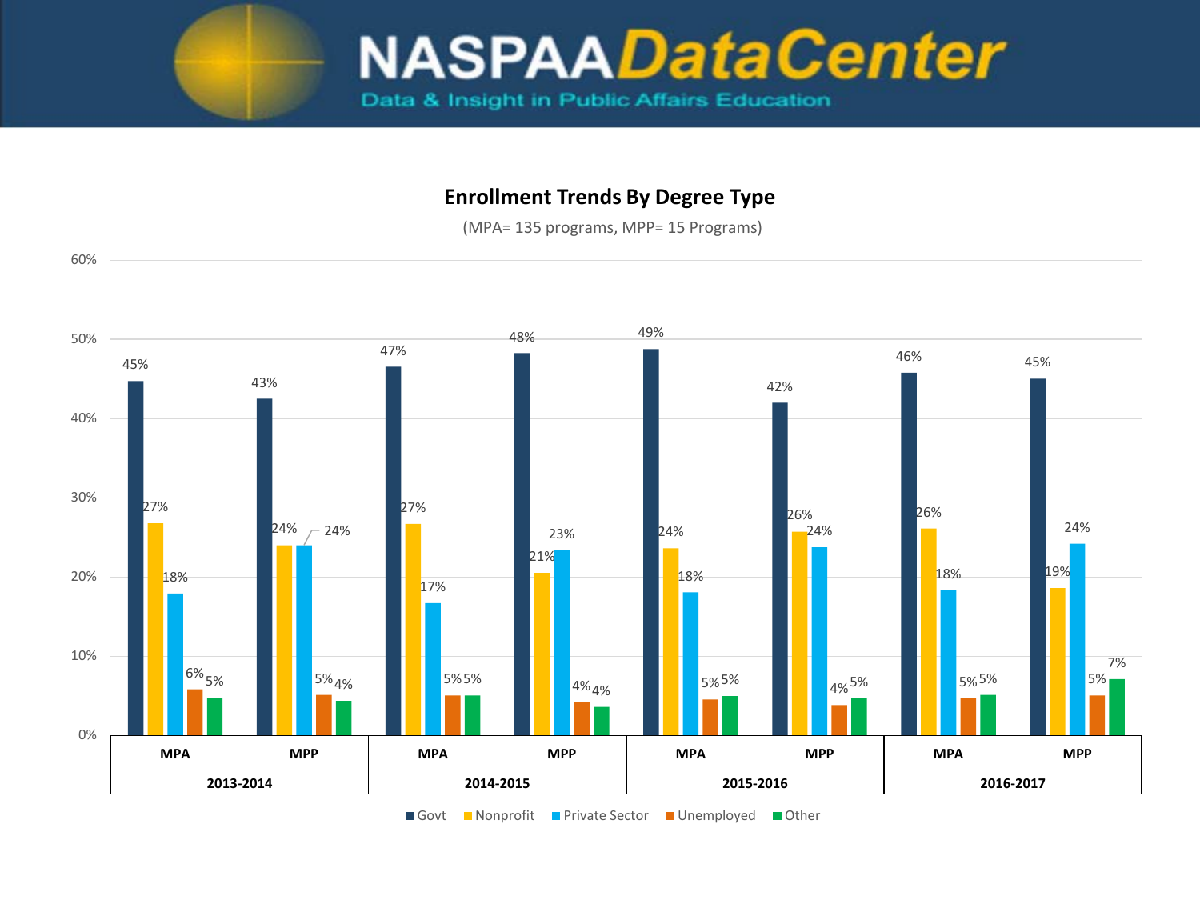# NASPAA Data Center

Data & Insight in Public Affairs Education

## Enrollment Trends By Degree Type

(MPA= 135 programs, MPP= 15 Programs)

| Year | Degree | Govt | Nonprofit | Private Sector | Unemployed | Other |
|---|---|---|---|---|---|---|
| 2013-2014 | MPA | 45% | 27% | 18% | 6% | 5% |
| 2013-2014 | MPP | 43% | 24% | 24% | 5% | 4% |
| 2014-2015 | MPA | 47% | 27% | 17% | 5% | 5% |
| 2014-2015 | MPP | 48% | 21% | 23% | 4% | 4% |
| 2015-2016 | MPA | 49% | 24% | 18% | 5% | 5% |
| 2015-2016 | MPP | 42% | 26% | 24% | 4% | 5% |
| 2016-2017 | MPA | 46% | 26% | 18% | 5% | 5% |
| 2016-2017 | MPP | 45% | 19% | 24% | 5% | 7% |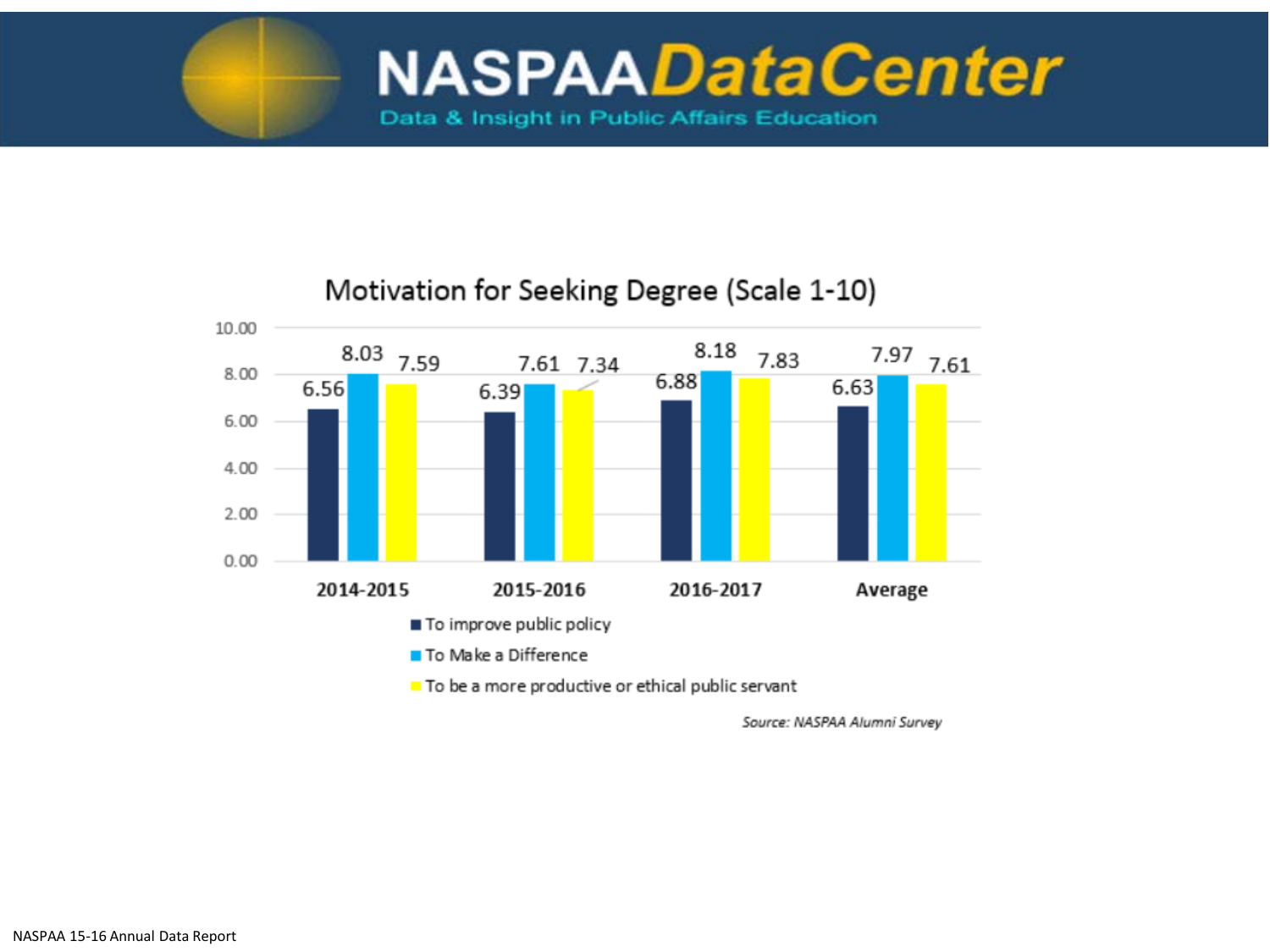NASPAA Data Center

Data & Insight in Public Affairs Education

## Motivation for Seeking Degree (Scale 1-10)

| | To improve public policy | To Make a Difference | To be a more productive or ethical public servant |
|---|---|---|---|
| 2014-2015 | 6.56 | 8.03 | 7.59 |
| 2015-2016 | 6.39 | 7.61 | 7.34 |
| 2016-2017 | 6.88 | 8.18 | 7.83 |
| Average | 6.63 | 7.97 | 7.61 |

*Source: NASPAA Alumni Survey*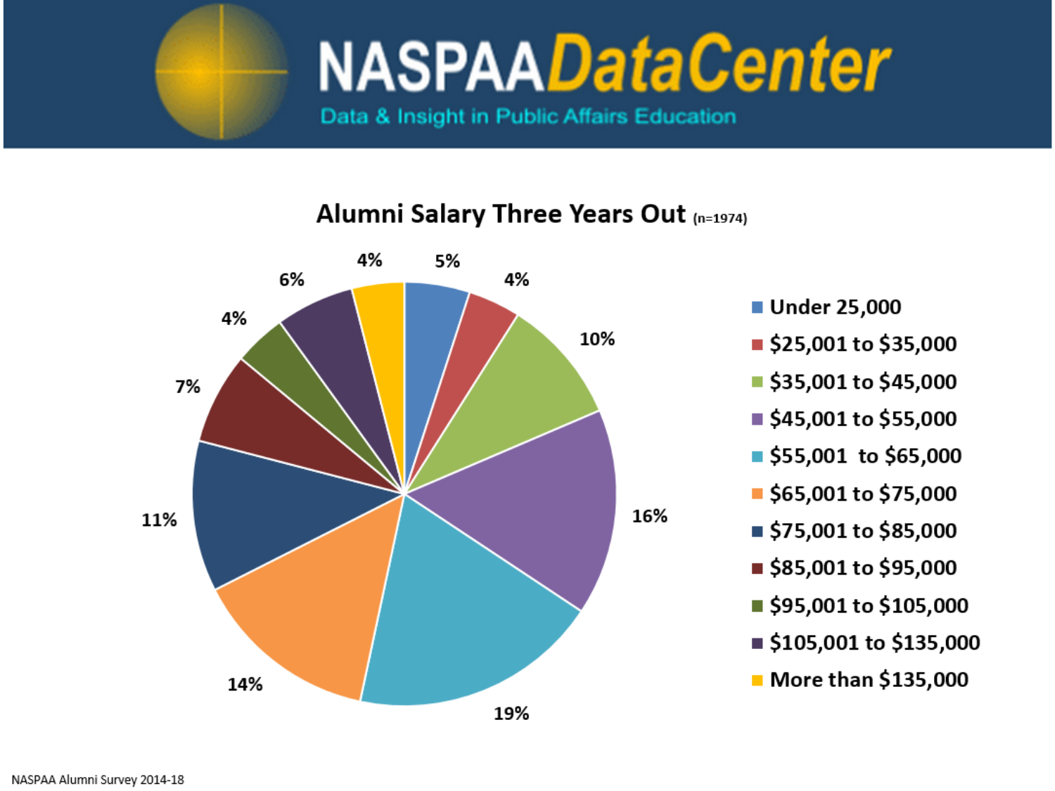# NASPAA DataCenter

Data & Insight in Public Affairs Education

## Alumni Salary Three Years Out (n=1974)

| Salary | Percent |
| --- | --- |
| Under 25,000 | 5% |
| $25,001 to $35,000 | 4% |
| $35,001 to $45,000 | 10% |
| $45,001 to $55,000 | 16% |
| $55,001 to $65,000 | 19% |
| $65,001 to $75,000 | 14% |
| $75,001 to $85,000 | 11% |
| $85,001 to $95,000 | 7% |
| $95,001 to $105,000 | 4% |
| $105,001 to $135,000 | 6% |
| More than $135,000 | 4% |

NASPAA Alumni Survey 2014-18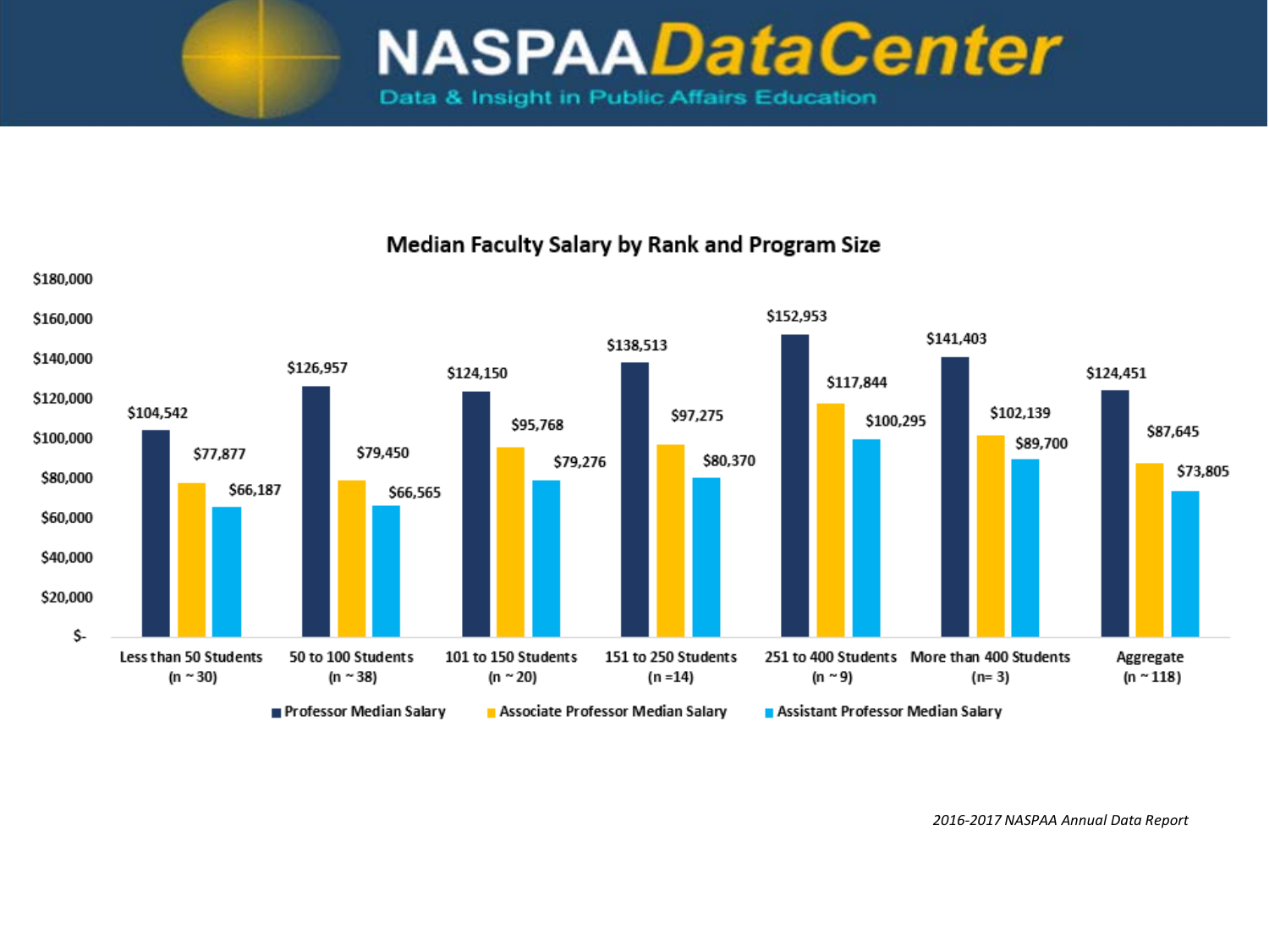# NASPAA DataCenter

Data & Insight in Public Affairs Education

## Median Faculty Salary by Rank and Program Size

| Program Size | Professor Median Salary | Associate Professor Median Salary | Assistant Professor Median Salary |
|---|---|---|---|
| Less than 50 Students (n ~ 30) | $104,542 | $77,877 | $66,187 |
| 50 to 100 Students (n ~ 38) | $126,957 | $79,450 | $66,565 |
| 101 to 150 Students (n ~ 20) | $124,150 | $95,768 | $79,276 |
| 151 to 250 Students (n =14) | $138,513 | $97,275 | $80,370 |
| 251 to 400 Students (n ~ 9) | $152,953 | $117,844 | $100,295 |
| More than 400 Students (n= 3) | $141,403 | $102,139 | $89,700 |
| Aggregate (n ~ 118) | $124,451 | $87,645 | $73,805 |

*2016-2017 NASPAA Annual Data Report*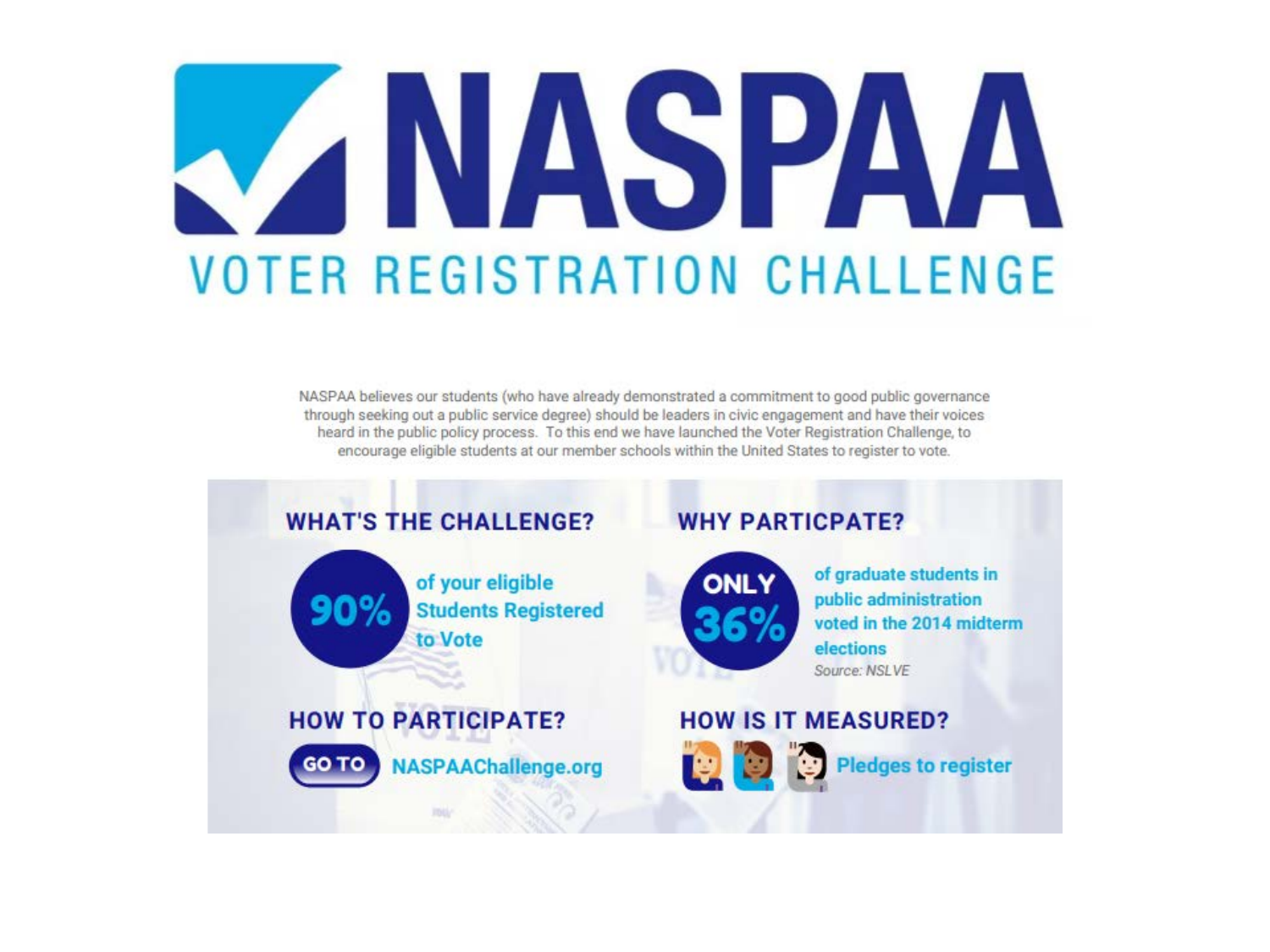# NASPAA

## VOTER REGISTRATION CHALLENGE

NASPAA believes our students (who have already demonstrated a commitment to good public governance through seeking out a public service degree) should be leaders in civic engagement and have their voices heard in the public policy process. To this end we have launched the Voter Registration Challenge, to encourage eligible students at our member schools within the United States to register to vote.

### WHAT'S THE CHALLENGE?

**90%** of your eligible Students Registered to Vote

### WHY PARTICPATE?

**ONLY 36%** of graduate students in public administration voted in the 2014 midterm elections

*Source: NSLVE*

### HOW TO PARTICIPATE?

**GO TO** NASPAAChallenge.org

### HOW IS IT MEASURED?

Pledges to register